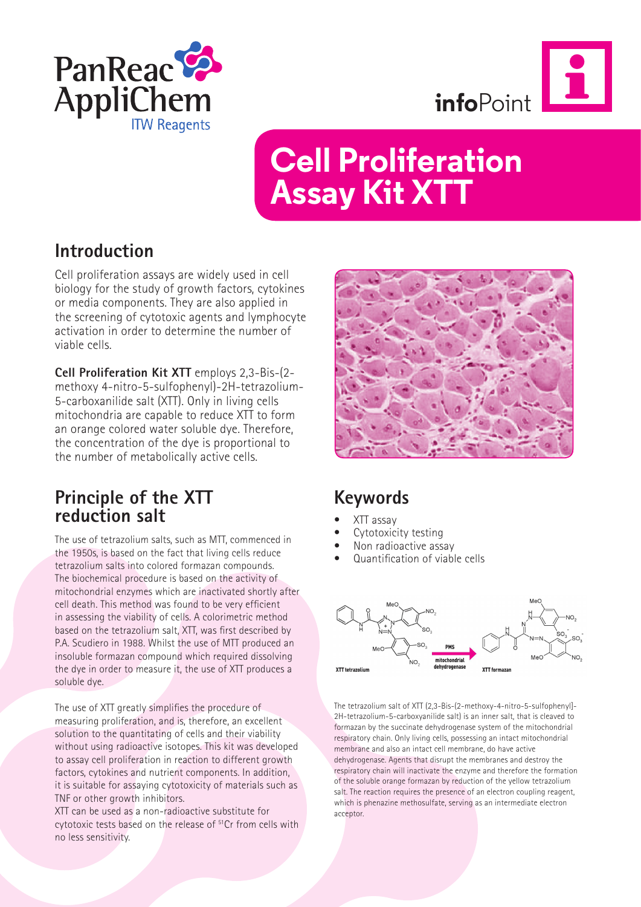# Cell Proliferation Assay Kit XTT

## Introduction

Cell proliferation assays are widely used in cell biology for the study of growth factors, cytokines or media components. They are also applied in the screening of cytotoxic agents and lymphocyte activation in order to determine the number of viable cells.

**Cell Proliferation Kit XTT** employs 2,3-Bis-(2-methoxy 4-nitro-5-sulfophenyl)-2H-tetrazolium-5-carboxanilide salt (XTT). Only in living cells mitochondria are capable to reduce XTT to form an orange colored water soluble dye. Therefore, the concentration of the dye is proportional to the number of metabolically active cells.

## Principle of the XTT reduction salt

The use of tetrazolium salts, such as MTT, commenced in the 1950s, is based on the fact that living cells reduce tetrazolium salts into colored formazan compounds. The biochemical procedure is based on the activity of mitochondrial enzymes which are inactivated shortly after cell death. This method was found to be very efficient in assessing the viability of cells. A colorimetric method based on the tetrazolium salt, XTT, was first described by P.A. Scudiero in 1988. Whilst the use of MTT produced an insoluble formazan compound which required dissolving the dye in order to measure it, the use of XTT produces a soluble dye.

The use of XTT greatly simplifies the procedure of measuring proliferation, and is, therefore, an excellent solution to the quantitating of cells and their viability without using radioactive isotopes. This kit was developed to assay cell proliferation in reaction to different growth factors, cytokines and nutrient components. In addition, it is suitable for assaying cytotoxicity of materials such as TNF or other growth inhibitors.

XTT can be used as a non-radioactive substitute for cytotoxic tests based on the release of $^{51}Cr$ from cells with no less sensitivity.

## Keywords

- XTT assay
- Cytotoxicity testing
- Non radioactive assay
- Quantification of viable cells

XTT tetrazolium → (PMS, mitochondrial dehydrogenase) → XTT formazan

The tetrazolium salt of XTT (2,3-Bis-(2-methoxy-4-nitro-5-sulfophenyl]-2H-tetrazolium-5-carboxyanilide salt) is an inner salt, that is cleaved to formazan by the succinate dehydrogenase system of the mitochondrial respiratory chain. Only living cells, possessing an intact mitochondrial membrane and also an intact cell membrane, do have active dehydrogenase. Agents that disrupt the membranes and destroy the respiratory chain will inactivate the enzyme and therefore the formation of the soluble orange formazan by reduction of the yellow tetrazolium salt. The reaction requires the presence of an electron coupling reagent, which is phenazine methosulfate, serving as an intermediate electron acceptor.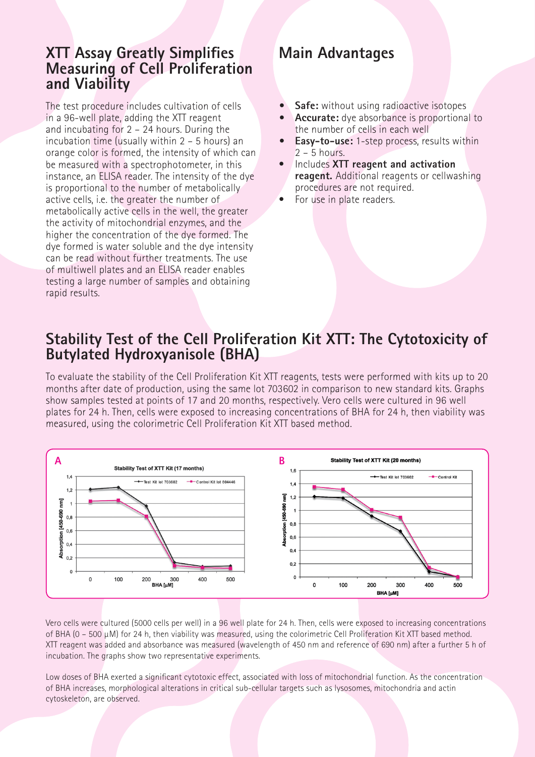## XTT Assay Greatly Simplifies Measuring of Cell Proliferation and Viability

The test procedure includes cultivation of cells in a 96-well plate, adding the XTT reagent and incubating for 2 – 24 hours. During the incubation time (usually within 2 – 5 hours) an orange color is formed, the intensity of which can be measured with a spectrophotometer, in this instance, an ELISA reader. The intensity of the dye is proportional to the number of metabolically active cells, i.e. the greater the number of metabolically active cells in the well, the greater the activity of mitochondrial enzymes, and the higher the concentration of the dye formed. The dye formed is water soluble and the dye intensity can be read without further treatments. The use of multiwell plates and an ELISA reader enables testing a large number of samples and obtaining rapid results.

## Main Advantages

- **Safe:** without using radioactive isotopes
- **Accurate:** dye absorbance is proportional to the number of cells in each well
- **Easy-to-use:** 1-step process, results within 2 – 5 hours.
- Includes **XTT reagent and activation reagent.** Additional reagents or cellwashing procedures are not required.
- For use in plate readers.

## Stability Test of the Cell Proliferation Kit XTT: The Cytotoxicity of Butylated Hydroxyanisole (BHA)

To evaluate the stability of the Cell Proliferation Kit XTT reagents, tests were performed with kits up to 20 months after date of production, using the same lot 703602 in comparison to new standard kits. Graphs show samples tested at points of 17 and 20 months, respectively. Vero cells were cultured in 96 well plates for 24 h. Then, cells were exposed to increasing concentrations of BHA for 24 h, then viability was measured, using the colorimetric Cell Proliferation Kit XTT based method.

**A** Stability Test of XTT Kit (17 months) — Test Kit lot 703602; Control Kit lot 804446; Absorption [450-690 nm] vs. BHA [μM]

**B** Stability Test of XTT Kit (20 months) — Test Kit lot 703602; Control Kit; Absorption [450-690 nm] vs. BHA [μM]

Vero cells were cultured (5000 cells per well) in a 96 well plate for 24 h. Then, cells were exposed to increasing concentrations of BHA (0 – 500 μM) for 24 h, then viability was measured, using the colorimetric Cell Proliferation Kit XTT based method. XTT reagent was added and absorbance was measured (wavelength of 450 nm and reference of 690 nm) after a further 5 h of incubation. The graphs show two representative experiments.

Low doses of BHA exerted a significant cytotoxic effect, associated with loss of mitochondrial function. As the concentration of BHA increases, morphological alterations in critical sub-cellular targets such as lysosomes, mitochondria and actin cytoskeleton, are observed.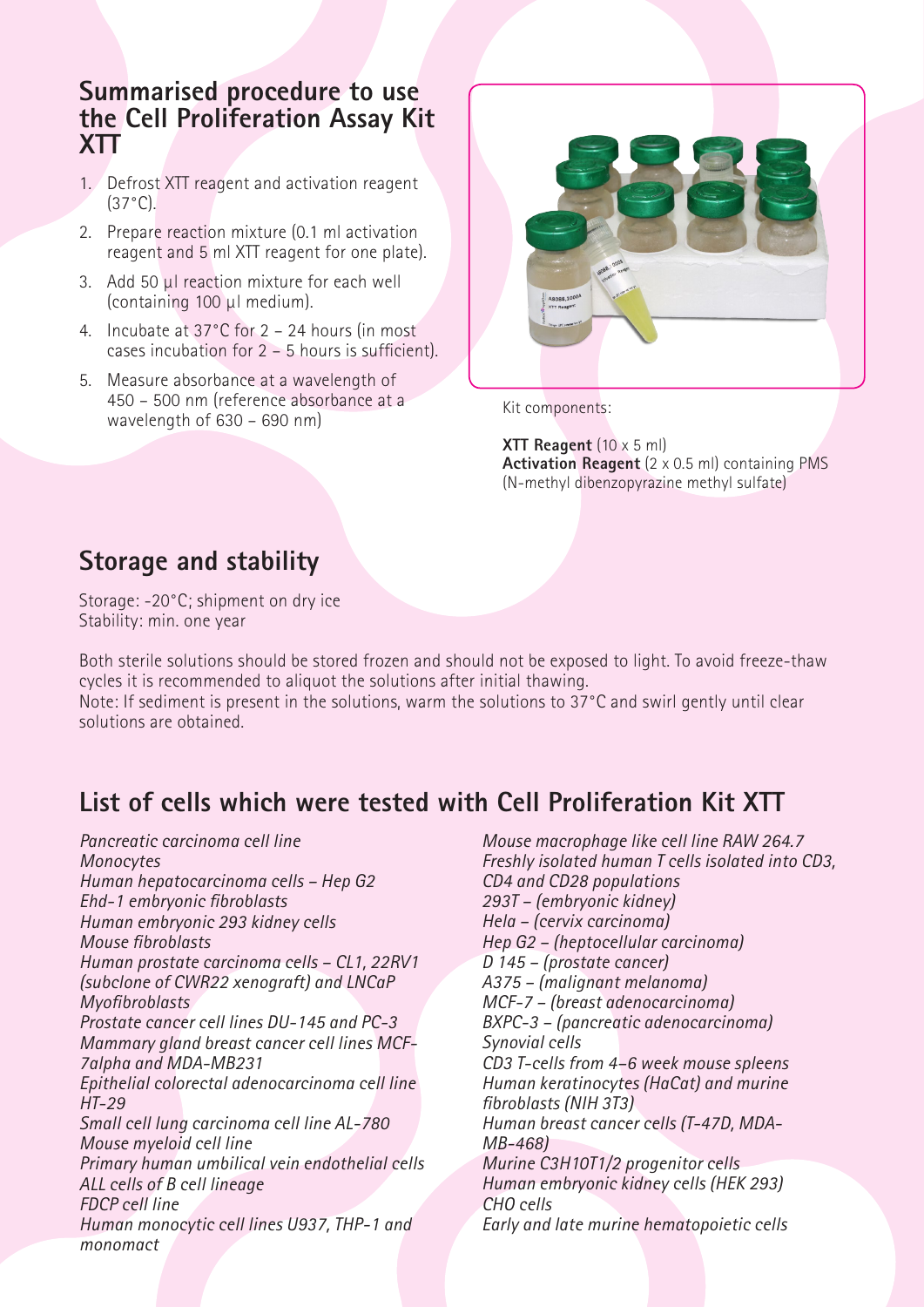## Summarised procedure to use the Cell Proliferation Assay Kit XTT

1. Defrost XTT reagent and activation reagent (37°C).
2. Prepare reaction mixture (0.1 ml activation reagent and 5 ml XTT reagent for one plate).
3. Add 50 µl reaction mixture for each well (containing 100 µl medium).
4. Incubate at 37°C for 2 – 24 hours (in most cases incubation for 2 – 5 hours is sufficient).
5. Measure absorbance at a wavelength of 450 – 500 nm (reference absorbance at a wavelength of 630 – 690 nm)

Kit components:

**XTT Reagent** (10 x 5 ml)
**Activation Reagent** (2 x 0.5 ml) containing PMS (N-methyl dibenzopyrazine methyl sulfate)

## Storage and stability

Storage: -20°C; shipment on dry ice
Stability: min. one year

Both sterile solutions should be stored frozen and should not be exposed to light. To avoid freeze-thaw cycles it is recommended to aliquot the solutions after initial thawing.
Note: If sediment is present in the solutions, warm the solutions to 37°C and swirl gently until clear solutions are obtained.

## List of cells which were tested with Cell Proliferation Kit XTT

*Pancreatic carcinoma cell line*
*Monocytes*
*Human hepatocarcinoma cells – Hep G2*
*Ehd-1 embryonic fibroblasts*
*Human embryonic 293 kidney cells*
*Mouse fibroblasts*
*Human prostate carcinoma cells – CL1, 22RV1 (subclone of CWR22 xenograft) and LNCaP*
*Myofibroblasts*
*Prostate cancer cell lines DU-145 and PC-3*
*Mammary gland breast cancer cell lines MCF-7alpha and MDA-MB231*
*Epithelial colorectal adenocarcinoma cell line HT-29*
*Small cell lung carcinoma cell line AL-780*
*Mouse myeloid cell line*
*Primary human umbilical vein endothelial cells*
*ALL cells of B cell lineage*
*FDCP cell line*
*Human monocytic cell lines U937, THP-1 and monomact*
*Mouse macrophage like cell line RAW 264.7*
*Freshly isolated human T cells isolated into CD3, CD4 and CD28 populations*
*293T – (embryonic kidney)*
*Hela – (cervix carcinoma)*
*Hep G2 – (heptocellular carcinoma)*
*D 145 – (prostate cancer)*
*A375 – (malignant melanoma)*
*MCF-7 – (breast adenocarcinoma)*
*BXPC-3 – (pancreatic adenocarcinoma)*
*Synovial cells*
*CD3 T-cells from 4–6 week mouse spleens*
*Human keratinocytes (HaCat) and murine fibroblasts (NIH 3T3)*
*Human breast cancer cells (T-47D, MDA-MB-468)*
*Murine C3H10T1/2 progenitor cells*
*Human embryonic kidney cells (HEK 293)*
*CHO cells*
*Early and late murine hematopoietic cells*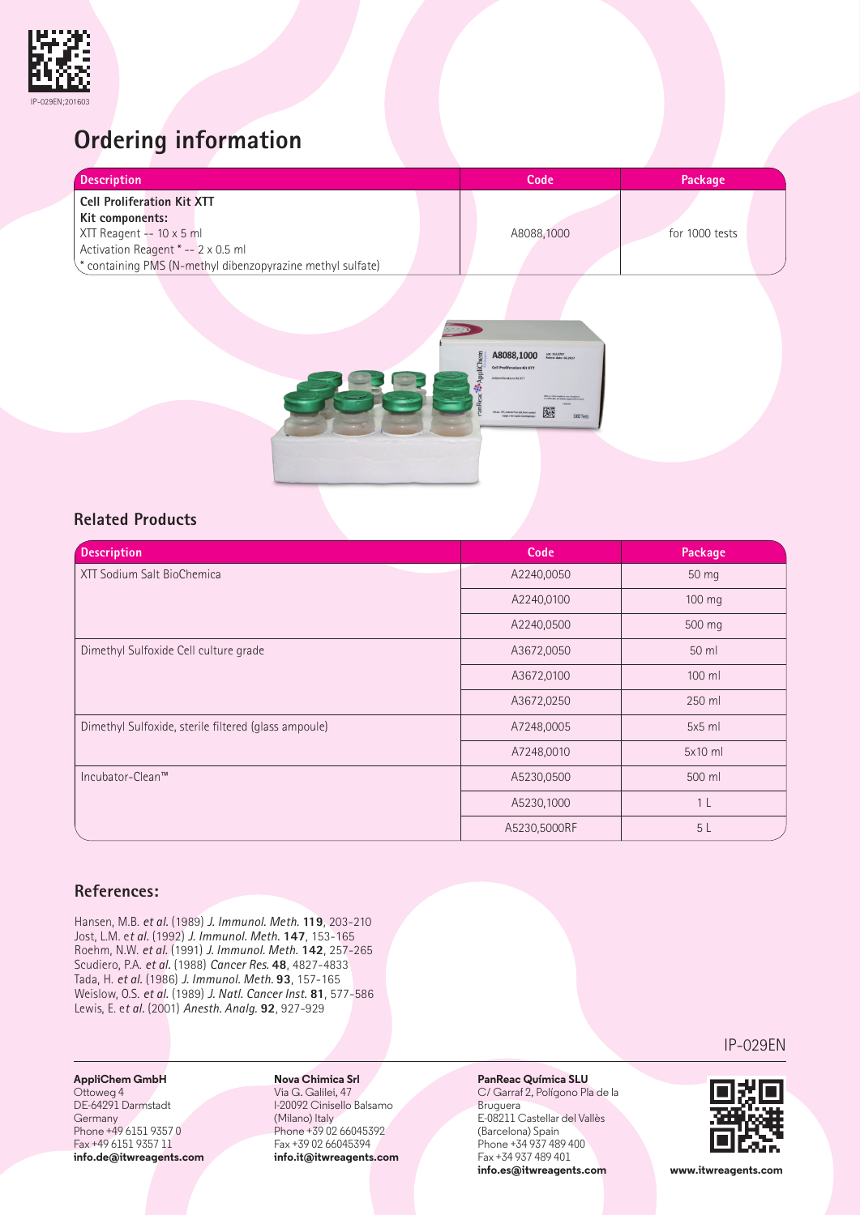IP-029EN;201603

# Ordering information

| Description | Code | Package |
|---|---|---|
| **Cell Proliferation Kit XTT**<br>**Kit components:**<br>XTT Reagent -- 10 x 5 ml<br>Activation Reagent * -- 2 x 0.5 ml<br>* containing PMS (N-methyl dibenzopyrazine methyl sulfate) | A8088,1000 | for 1000 tests |

## Related Products

| Description | Code | Package |
|---|---|---|
| XTT Sodium Salt BioChemica | A2240,0050 | 50 mg |
| | A2240,0100 | 100 mg |
| | A2240,0500 | 500 mg |
| Dimethyl Sulfoxide Cell culture grade | A3672,0050 | 50 ml |
| | A3672,0100 | 100 ml |
| | A3672,0250 | 250 ml |
| Dimethyl Sulfoxide, sterile filtered (glass ampoule) | A7248,0005 | 5x5 ml |
| | A7248,0010 | 5x10 ml |
| Incubator-Clean™ | A5230,0500 | 500 ml |
| | A5230,1000 | 1 L |
| | A5230,5000RF | 5 L |

## References:

Hansen, M.B. *et al.* (1989) *J. Immunol. Meth.* **119**, 203-210
Jost, L.M. *et al.* (1992) *J. Immunol. Meth.* **147**, 153-165
Roehm, N.W. *et al.* (1991) *J. Immunol. Meth.* **142**, 257-265
Scudiero, P.A. *et al.* (1988) *Cancer Res.* **48**, 4827-4833
Tada, H. *et al.* (1986) *J. Immunol. Meth.* **93**, 157-165
Weislow, O.S. *et al.* (1989) *J. Natl. Cancer Inst.* **81**, 577-586
Lewis, E. *et al.* (2001) *Anesth. Analg.* **92**, 927-929

IP-029EN

**AppliChem GmbH**
Ottoweg 4
DE-64291 Darmstadt
Germany
Phone +49 6151 9357 0
Fax +49 6151 9357 11
**info.de@itwreagents.com**

**Nova Chimica Srl**
Via G. Galilei, 47
I-20092 Cinisello Balsamo
(Milano) Italy
Phone +39 02 66045392
Fax +39 02 66045394
**info.it@itwreagents.com**

**PanReac Química SLU**
C/ Garraf 2, Polígono Pla de la Bruguera
E-08211 Castellar del Vallès
(Barcelona) Spain
Phone +34 937 489 400
Fax +34 937 489 401
**info.es@itwreagents.com**

**www.itwreagents.com**